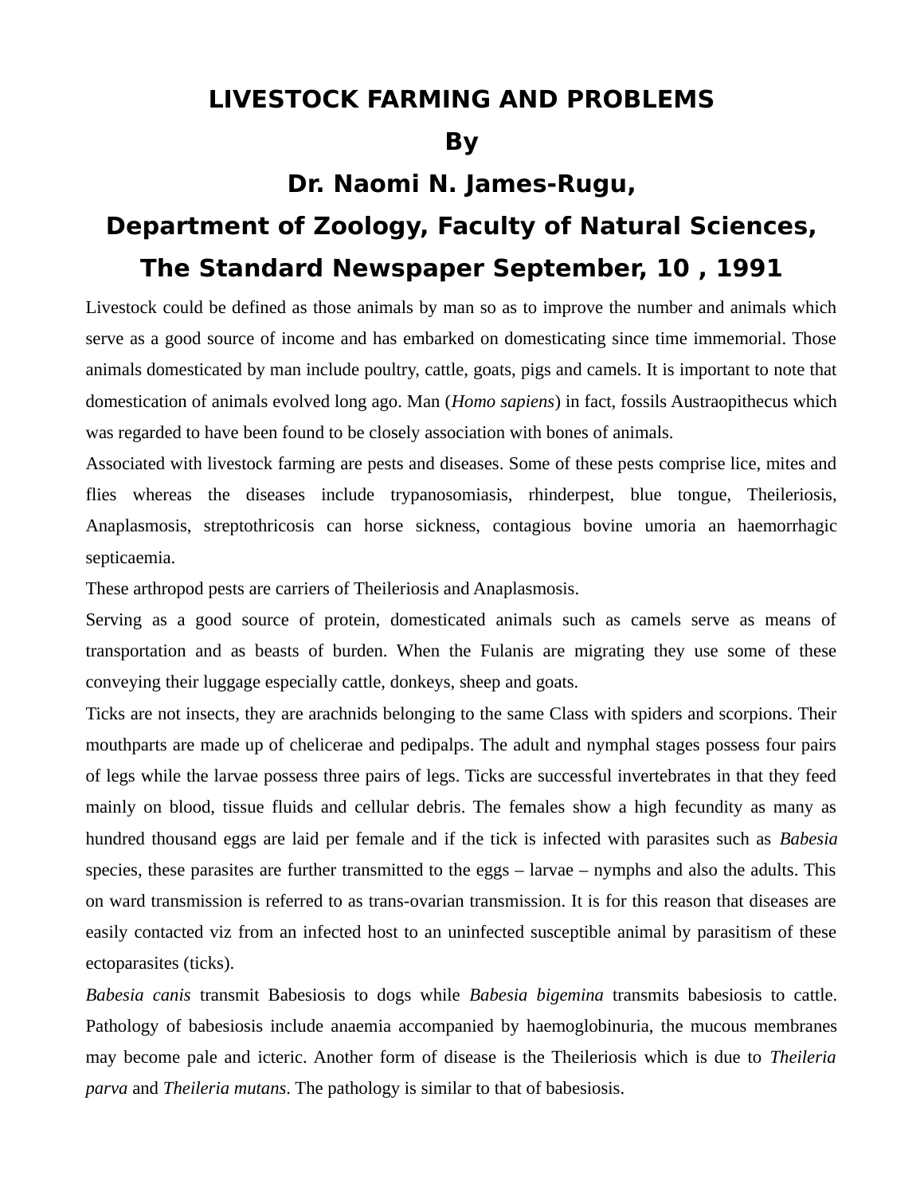# LIVESTOCK FARMING AND PROBLEMS

**By**

**Dr. Naomi N. James-Rugu,**

**Department of Zoology, Faculty of Natural Sciences,**

**The Standard Newspaper September, 10 , 1991**

Livestock could be defined as those animals by man so as to improve the number and animals which serve as a good source of income and has embarked on domesticating since time immemorial. Those animals domesticated by man include poultry, cattle, goats, pigs and camels. It is important to note that domestication of animals evolved long ago. Man (*Homo sapiens*) in fact, fossils Austraopithecus which was regarded to have been found to be closely association with bones of animals.

Associated with livestock farming are pests and diseases. Some of these pests comprise lice, mites and flies whereas the diseases include trypanosomiasis, rhinderpest, blue tongue, Theileriosis, Anaplasmosis, streptothricosis can horse sickness, contagious bovine umoria an haemorrhagic septicaemia.

These arthropod pests are carriers of Theileriosis and Anaplasmosis.

Serving as a good source of protein, domesticated animals such as camels serve as means of transportation and as beasts of burden. When the Fulanis are migrating they use some of these conveying their luggage especially cattle, donkeys, sheep and goats.

Ticks are not insects, they are arachnids belonging to the same Class with spiders and scorpions. Their mouthparts are made up of chelicerae and pedipalps. The adult and nymphal stages possess four pairs of legs while the larvae possess three pairs of legs. Ticks are successful invertebrates in that they feed mainly on blood, tissue fluids and cellular debris. The females show a high fecundity as many as hundred thousand eggs are laid per female and if the tick is infected with parasites such as *Babesia* species, these parasites are further transmitted to the eggs – larvae – nymphs and also the adults. This on ward transmission is referred to as trans-ovarian transmission. It is for this reason that diseases are easily contacted viz from an infected host to an uninfected susceptible animal by parasitism of these ectoparasites (ticks).

*Babesia canis* transmit Babesiosis to dogs while *Babesia bigemina* transmits babesiosis to cattle. Pathology of babesiosis include anaemia accompanied by haemoglobinuria, the mucous membranes may become pale and icteric. Another form of disease is the Theileriosis which is due to *Theileria parva* and *Theileria mutans*. The pathology is similar to that of babesiosis.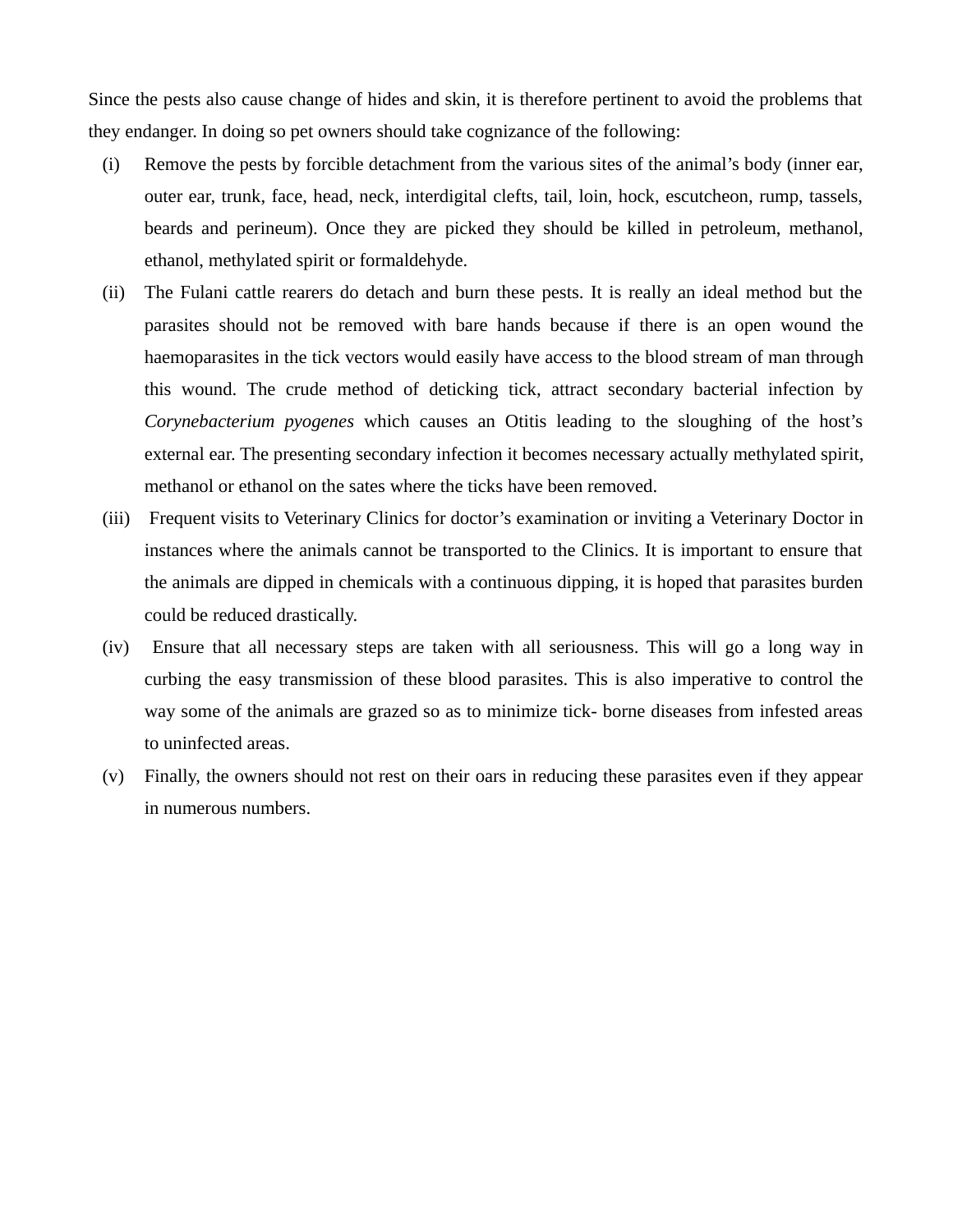Since the pests also cause change of hides and skin, it is therefore pertinent to avoid the problems that they endanger. In doing so pet owners should take cognizance of the following:

(i) Remove the pests by forcible detachment from the various sites of the animal's body (inner ear, outer ear, trunk, face, head, neck, interdigital clefts, tail, loin, hock, escutcheon, rump, tassels, beards and perineum). Once they are picked they should be killed in petroleum, methanol, ethanol, methylated spirit or formaldehyde.

(ii) The Fulani cattle rearers do detach and burn these pests. It is really an ideal method but the parasites should not be removed with bare hands because if there is an open wound the haemoparasites in the tick vectors would easily have access to the blood stream of man through this wound. The crude method of deticking tick, attract secondary bacterial infection by *Corynebacterium pyogenes* which causes an Otitis leading to the sloughing of the host's external ear. The presenting secondary infection it becomes necessary actually methylated spirit, methanol or ethanol on the sates where the ticks have been removed.

(iii) Frequent visits to Veterinary Clinics for doctor's examination or inviting a Veterinary Doctor in instances where the animals cannot be transported to the Clinics. It is important to ensure that the animals are dipped in chemicals with a continuous dipping, it is hoped that parasites burden could be reduced drastically.

(iv) Ensure that all necessary steps are taken with all seriousness. This will go a long way in curbing the easy transmission of these blood parasites. This is also imperative to control the way some of the animals are grazed so as to minimize tick- borne diseases from infested areas to uninfected areas.

(v) Finally, the owners should not rest on their oars in reducing these parasites even if they appear in numerous numbers.